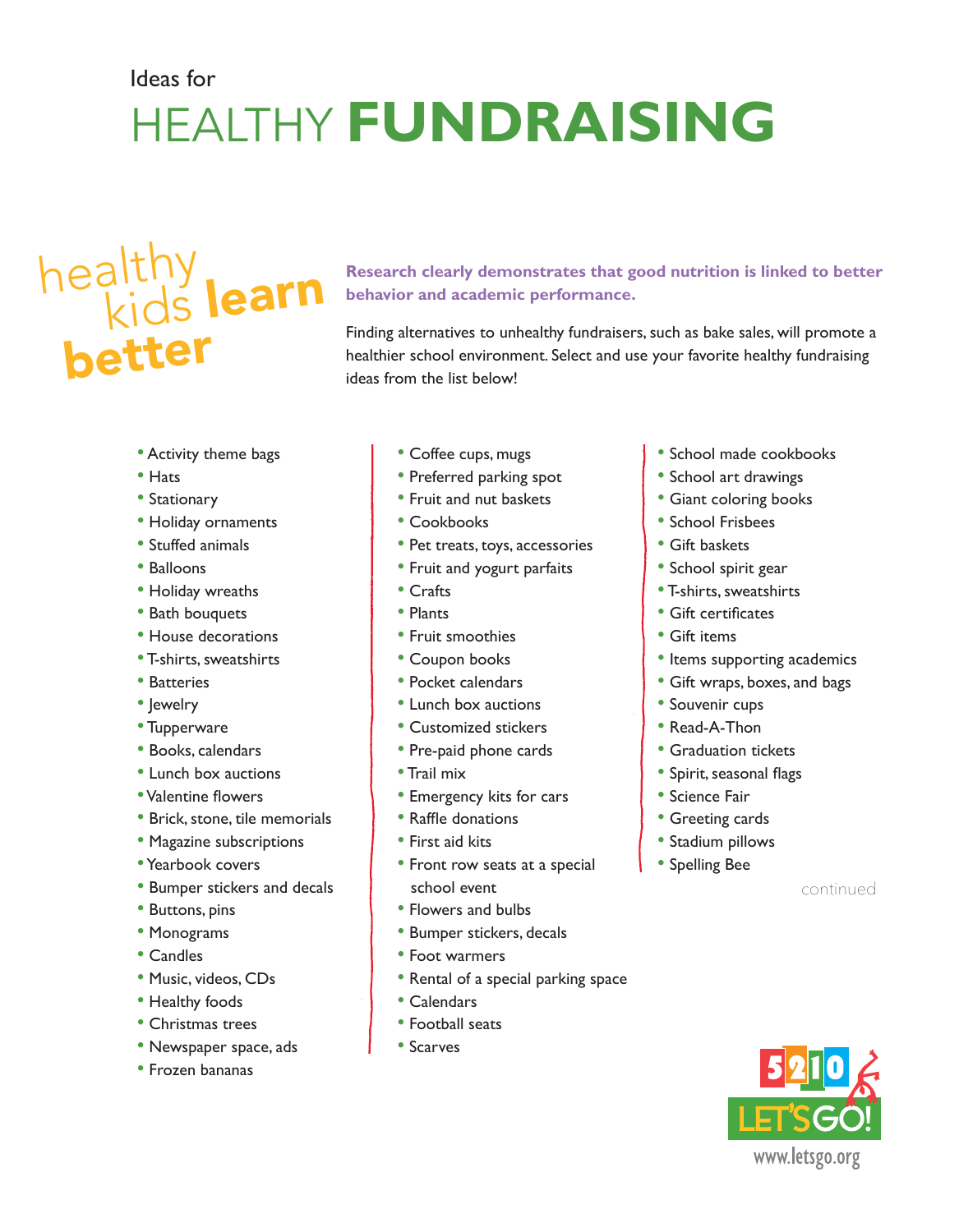Ideas for

# HEALTHY **FUNDRAISING**

healthy kids **learn** **better**

**Research clearly demonstrates that good nutrition is linked to better behavior and academic performance.**

Finding alternatives to unhealthy fundraisers, such as bake sales, will promote a healthier school environment. Select and use your favorite healthy fundraising ideas from the list below!

- Activity theme bags
- Hats
- Stationary
- Holiday ornaments
- Stuffed animals
- Balloons
- Holiday wreaths
- Bath bouquets
- House decorations
- T-shirts, sweatshirts
- Batteries
- Jewelry
- Tupperware
- Books, calendars
- Lunch box auctions
- Valentine flowers
- Brick, stone, tile memorials
- Magazine subscriptions
- Yearbook covers
- Bumper stickers and decals
- Buttons, pins
- Monograms
- Candles
- Music, videos, CDs
- Healthy foods
- Christmas trees
- Newspaper space, ads
- Frozen bananas

- Coffee cups, mugs
- Preferred parking spot
- Fruit and nut baskets
- Cookbooks
- Pet treats, toys, accessories
- Fruit and yogurt parfaits
- Crafts
- Plants
- Fruit smoothies
- Coupon books
- Pocket calendars
- Lunch box auctions
- Customized stickers
- Pre-paid phone cards
- Trail mix
- Emergency kits for cars
- Raffle donations
- First aid kits
- Front row seats at a special school event
- Flowers and bulbs
- Bumper stickers, decals
- Foot warmers
- Rental of a special parking space
- Calendars
- Football seats
- Scarves

- School made cookbooks
- School art drawings
- Giant coloring books
- School Frisbees
- Gift baskets
- School spirit gear
- T-shirts, sweatshirts
- Gift certificates
- Gift items
- Items supporting academics
- Gift wraps, boxes, and bags
- Souvenir cups
- Read-A-Thon
- Graduation tickets
- Spirit, seasonal flags
- Science Fair
- Greeting cards
- Stadium pillows
- Spelling Bee

continued

5210 LET'S GO!
www.letsgo.org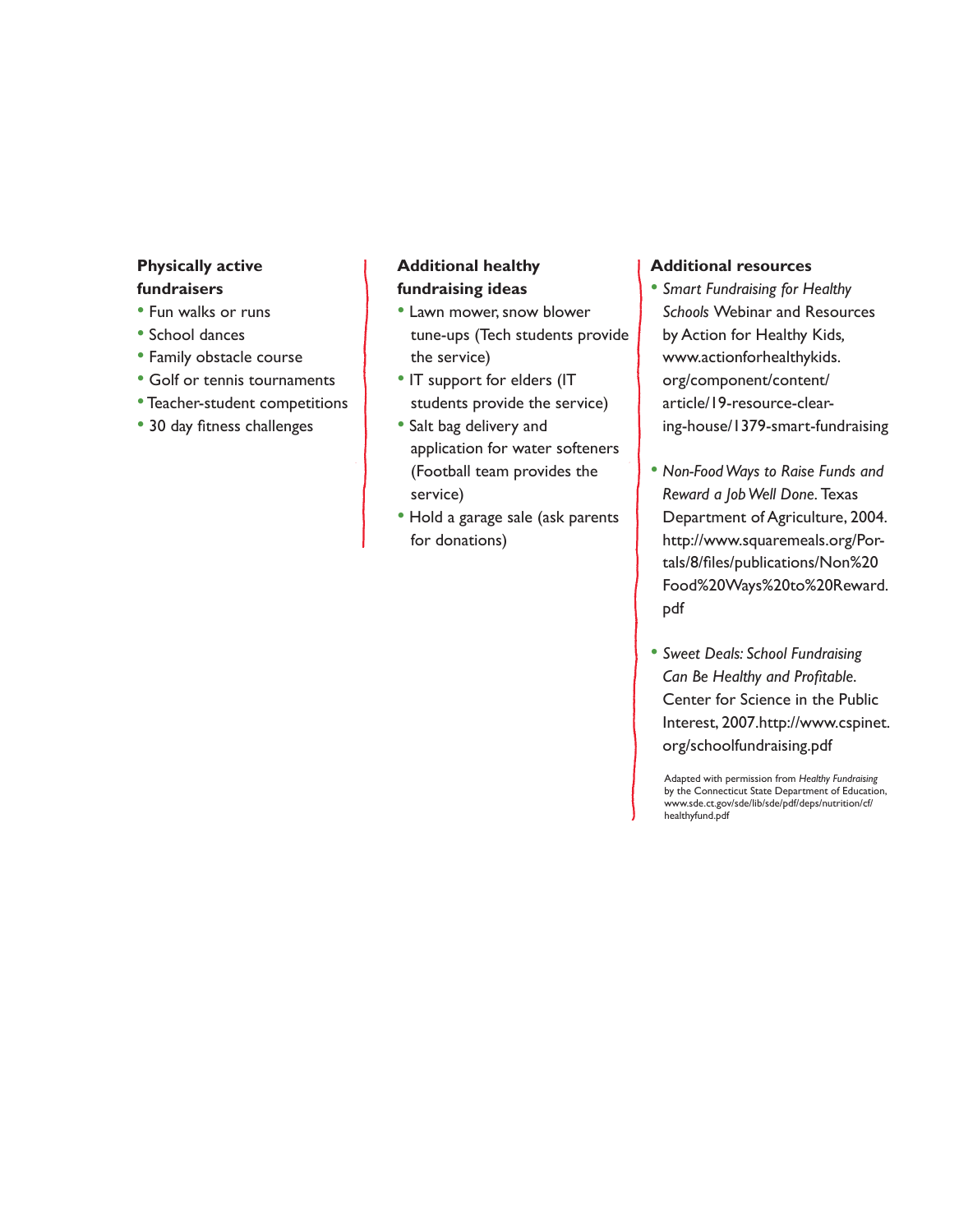**Physically active fundraisers**

- Fun walks or runs
- School dances
- Family obstacle course
- Golf or tennis tournaments
- Teacher-student competitions
- 30 day fitness challenges

**Additional healthy fundraising ideas**

- Lawn mower, snow blower tune-ups (Tech students provide the service)
- IT support for elders (IT students provide the service)
- Salt bag delivery and application for water softeners (Football team provides the service)
- Hold a garage sale (ask parents for donations)

**Additional resources**

- *Smart Fundraising for Healthy Schools* Webinar and Resources by Action for Healthy Kids, www.actionforhealthykids.org/component/content/article/19-resource-clearing-house/1379-smart-fundraising
- *Non-Food Ways to Raise Funds and Reward a Job Well Done*. Texas Department of Agriculture, 2004. http://www.squaremeals.org/Portals/8/files/publications/Non%20Food%20Ways%20to%20Reward.pdf
- *Sweet Deals: School Fundraising Can Be Healthy and Profitable*. Center for Science in the Public Interest, 2007.http://www.cspinet.org/schoolfundraising.pdf

Adapted with permission from *Healthy Fundraising* by the Connecticut State Department of Education, www.sde.ct.gov/sde/lib/sde/pdf/deps/nutrition/cf/healthyfund.pdf